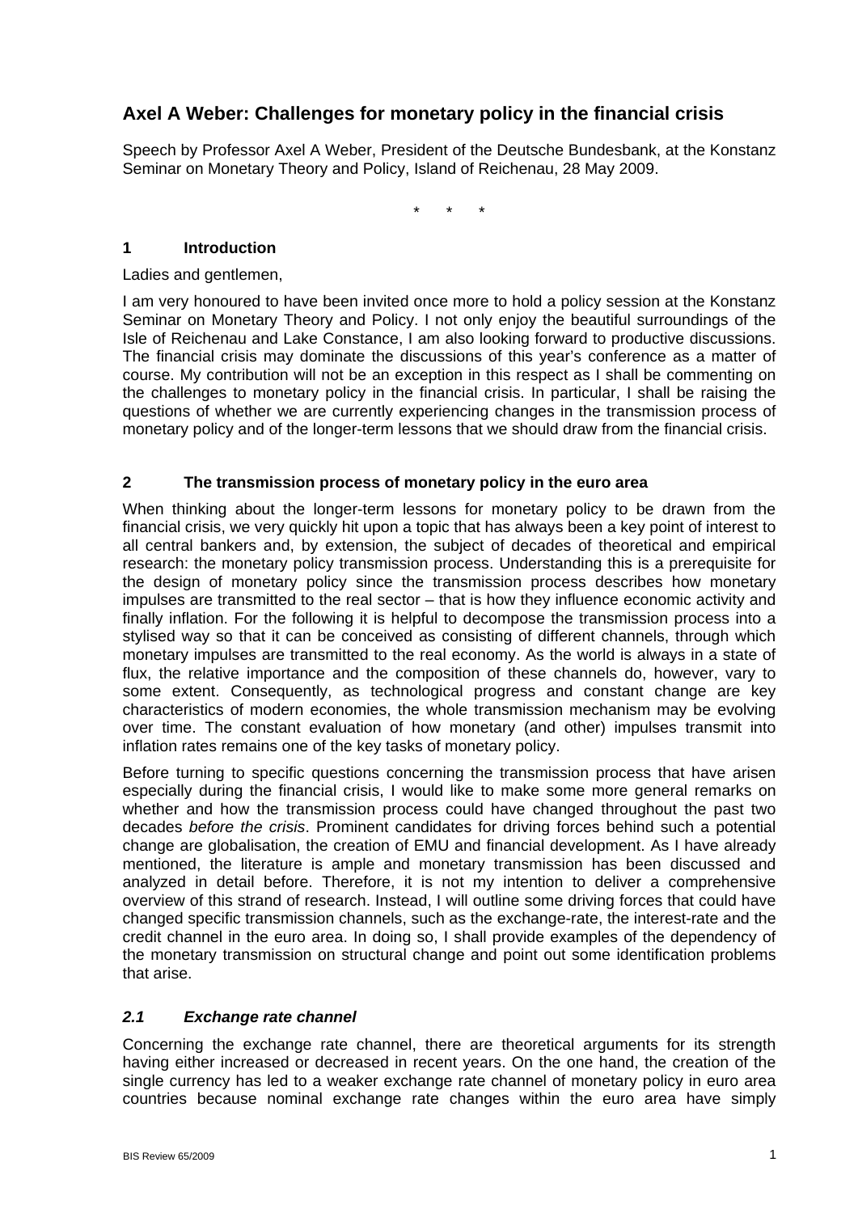# Axel A Weber: Challenges for monetary policy in the financial crisis

Speech by Professor Axel A Weber, President of the Deutsche Bundesbank, at the Konstanz Seminar on Monetary Theory and Policy, Island of Reichenau, 28 May 2009.

\* \* \*

## 1 Introduction

Ladies and gentlemen,

I am very honoured to have been invited once more to hold a policy session at the Konstanz Seminar on Monetary Theory and Policy. I not only enjoy the beautiful surroundings of the Isle of Reichenau and Lake Constance, I am also looking forward to productive discussions. The financial crisis may dominate the discussions of this year's conference as a matter of course. My contribution will not be an exception in this respect as I shall be commenting on the challenges to monetary policy in the financial crisis. In particular, I shall be raising the questions of whether we are currently experiencing changes in the transmission process of monetary policy and of the longer-term lessons that we should draw from the financial crisis.

## 2 The transmission process of monetary policy in the euro area

When thinking about the longer-term lessons for monetary policy to be drawn from the financial crisis, we very quickly hit upon a topic that has always been a key point of interest to all central bankers and, by extension, the subject of decades of theoretical and empirical research: the monetary policy transmission process. Understanding this is a prerequisite for the design of monetary policy since the transmission process describes how monetary impulses are transmitted to the real sector – that is how they influence economic activity and finally inflation. For the following it is helpful to decompose the transmission process into a stylised way so that it can be conceived as consisting of different channels, through which monetary impulses are transmitted to the real economy. As the world is always in a state of flux, the relative importance and the composition of these channels do, however, vary to some extent. Consequently, as technological progress and constant change are key characteristics of modern economies, the whole transmission mechanism may be evolving over time. The constant evaluation of how monetary (and other) impulses transmit into inflation rates remains one of the key tasks of monetary policy.

Before turning to specific questions concerning the transmission process that have arisen especially during the financial crisis, I would like to make some more general remarks on whether and how the transmission process could have changed throughout the past two decades *before the crisis*. Prominent candidates for driving forces behind such a potential change are globalisation, the creation of EMU and financial development. As I have already mentioned, the literature is ample and monetary transmission has been discussed and analyzed in detail before. Therefore, it is not my intention to deliver a comprehensive overview of this strand of research. Instead, I will outline some driving forces that could have changed specific transmission channels, such as the exchange-rate, the interest-rate and the credit channel in the euro area. In doing so, I shall provide examples of the dependency of the monetary transmission on structural change and point out some identification problems that arise.

### *2.1 Exchange rate channel*

Concerning the exchange rate channel, there are theoretical arguments for its strength having either increased or decreased in recent years. On the one hand, the creation of the single currency has led to a weaker exchange rate channel of monetary policy in euro area countries because nominal exchange rate changes within the euro area have simply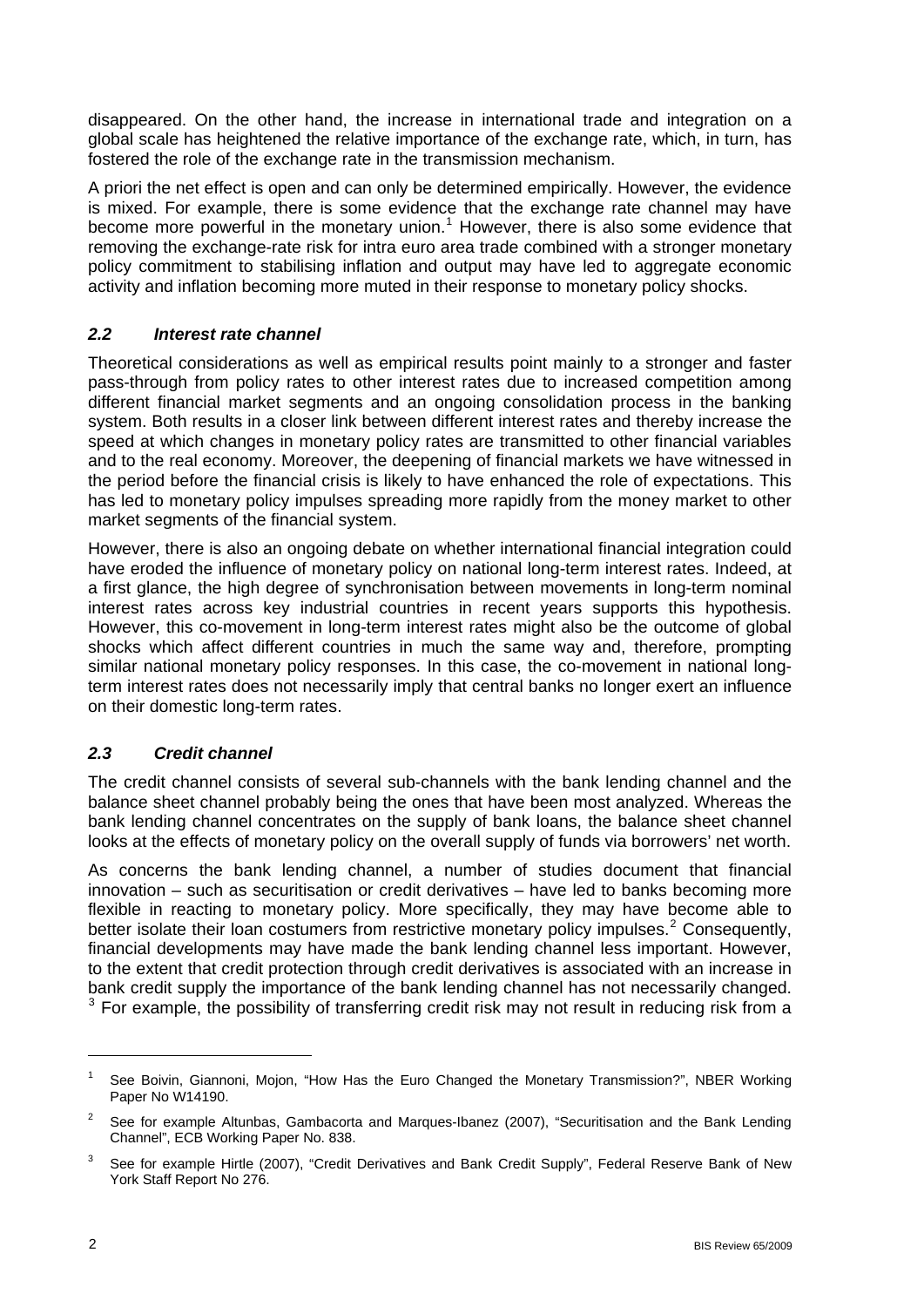disappeared. On the other hand, the increase in international trade and integration on a global scale has heightened the relative importance of the exchange rate, which, in turn, has fostered the role of the exchange rate in the transmission mechanism.

A priori the net effect is open and can only be determined empirically. However, the evidence is mixed. For example, there is some evidence that the exchange rate channel may have become more powerful in the monetary union.[1] However, there is also some evidence that removing the exchange-rate risk for intra euro area trade combined with a stronger monetary policy commitment to stabilising inflation and output may have led to aggregate economic activity and inflation becoming more muted in their response to monetary policy shocks.

### *2.2 Interest rate channel*

Theoretical considerations as well as empirical results point mainly to a stronger and faster pass-through from policy rates to other interest rates due to increased competition among different financial market segments and an ongoing consolidation process in the banking system. Both results in a closer link between different interest rates and thereby increase the speed at which changes in monetary policy rates are transmitted to other financial variables and to the real economy. Moreover, the deepening of financial markets we have witnessed in the period before the financial crisis is likely to have enhanced the role of expectations. This has led to monetary policy impulses spreading more rapidly from the money market to other market segments of the financial system.

However, there is also an ongoing debate on whether international financial integration could have eroded the influence of monetary policy on national long-term interest rates. Indeed, at a first glance, the high degree of synchronisation between movements in long-term nominal interest rates across key industrial countries in recent years supports this hypothesis. However, this co-movement in long-term interest rates might also be the outcome of global shocks which affect different countries in much the same way and, therefore, prompting similar national monetary policy responses. In this case, the co-movement in national long-term interest rates does not necessarily imply that central banks no longer exert an influence on their domestic long-term rates.

### *2.3 Credit channel*

The credit channel consists of several sub-channels with the bank lending channel and the balance sheet channel probably being the ones that have been most analyzed. Whereas the bank lending channel concentrates on the supply of bank loans, the balance sheet channel looks at the effects of monetary policy on the overall supply of funds via borrowers' net worth.

As concerns the bank lending channel, a number of studies document that financial innovation – such as securitisation or credit derivatives – have led to banks becoming more flexible in reacting to monetary policy. More specifically, they may have become able to better isolate their loan costumers from restrictive monetary policy impulses.[2] Consequently, financial developments may have made the bank lending channel less important. However, to the extent that credit protection through credit derivatives is associated with an increase in bank credit supply the importance of the bank lending channel has not necessarily changed. [3] For example, the possibility of transferring credit risk may not result in reducing risk from a

---

[1] See Boivin, Giannoni, Mojon, "How Has the Euro Changed the Monetary Transmission?", NBER Working Paper No W14190.

[2] See for example Altunbas, Gambacorta and Marques-Ibanez (2007), "Securitisation and the Bank Lending Channel", ECB Working Paper No. 838.

[3] See for example Hirtle (2007), "Credit Derivatives and Bank Credit Supply", Federal Reserve Bank of New York Staff Report No 276.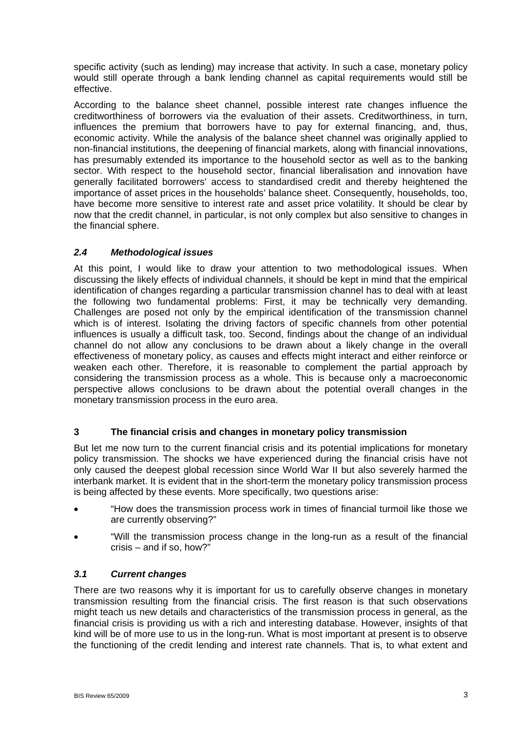specific activity (such as lending) may increase that activity. In such a case, monetary policy would still operate through a bank lending channel as capital requirements would still be effective.

According to the balance sheet channel, possible interest rate changes influence the creditworthiness of borrowers via the evaluation of their assets. Creditworthiness, in turn, influences the premium that borrowers have to pay for external financing, and, thus, economic activity. While the analysis of the balance sheet channel was originally applied to non-financial institutions, the deepening of financial markets, along with financial innovations, has presumably extended its importance to the household sector as well as to the banking sector. With respect to the household sector, financial liberalisation and innovation have generally facilitated borrowers' access to standardised credit and thereby heightened the importance of asset prices in the households' balance sheet. Consequently, households, too, have become more sensitive to interest rate and asset price volatility. It should be clear by now that the credit channel, in particular, is not only complex but also sensitive to changes in the financial sphere.

### *2.4 Methodological issues*

At this point, I would like to draw your attention to two methodological issues. When discussing the likely effects of individual channels, it should be kept in mind that the empirical identification of changes regarding a particular transmission channel has to deal with at least the following two fundamental problems: First, it may be technically very demanding. Challenges are posed not only by the empirical identification of the transmission channel which is of interest. Isolating the driving factors of specific channels from other potential influences is usually a difficult task, too. Second, findings about the change of an individual channel do not allow any conclusions to be drawn about a likely change in the overall effectiveness of monetary policy, as causes and effects might interact and either reinforce or weaken each other. Therefore, it is reasonable to complement the partial approach by considering the transmission process as a whole. This is because only a macroeconomic perspective allows conclusions to be drawn about the potential overall changes in the monetary transmission process in the euro area.

## 3 The financial crisis and changes in monetary policy transmission

But let me now turn to the current financial crisis and its potential implications for monetary policy transmission. The shocks we have experienced during the financial crisis have not only caused the deepest global recession since World War II but also severely harmed the interbank market. It is evident that in the short-term the monetary policy transmission process is being affected by these events. More specifically, two questions arise:

- "How does the transmission process work in times of financial turmoil like those we are currently observing?"
- "Will the transmission process change in the long-run as a result of the financial crisis – and if so, how?"

### *3.1 Current changes*

There are two reasons why it is important for us to carefully observe changes in monetary transmission resulting from the financial crisis. The first reason is that such observations might teach us new details and characteristics of the transmission process in general, as the financial crisis is providing us with a rich and interesting database. However, insights of that kind will be of more use to us in the long-run. What is most important at present is to observe the functioning of the credit lending and interest rate channels. That is, to what extent and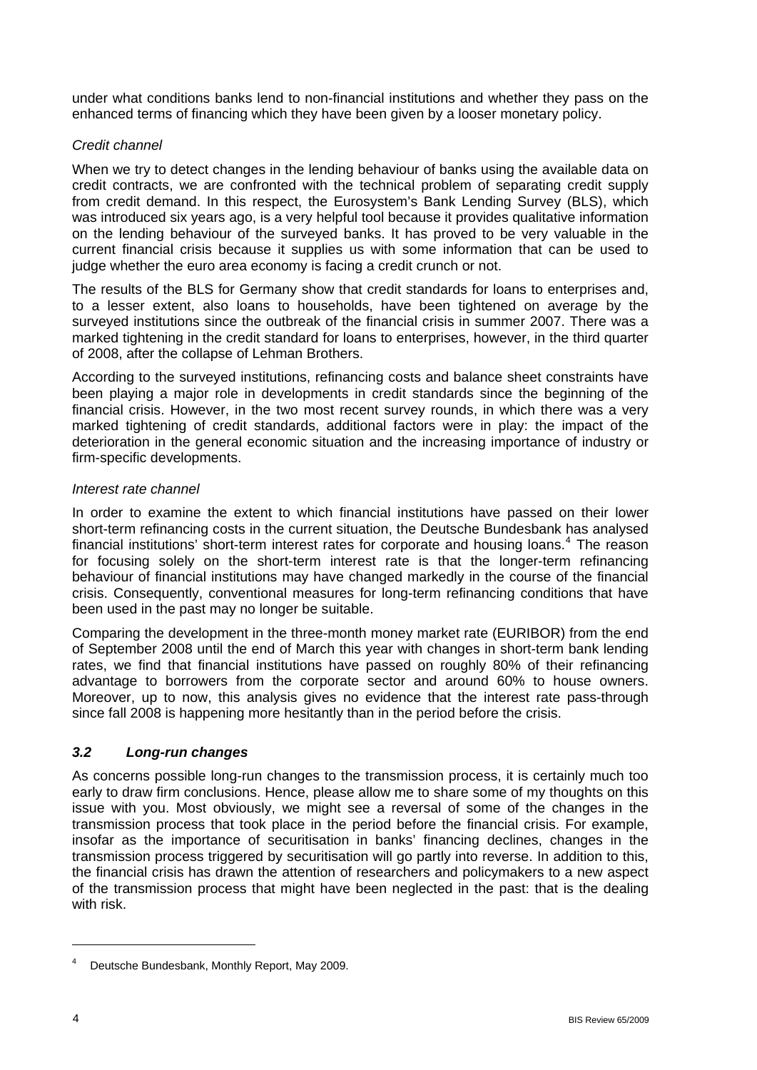under what conditions banks lend to non-financial institutions and whether they pass on the enhanced terms of financing which they have been given by a looser monetary policy.

*Credit channel*

When we try to detect changes in the lending behaviour of banks using the available data on credit contracts, we are confronted with the technical problem of separating credit supply from credit demand. In this respect, the Eurosystem's Bank Lending Survey (BLS), which was introduced six years ago, is a very helpful tool because it provides qualitative information on the lending behaviour of the surveyed banks. It has proved to be very valuable in the current financial crisis because it supplies us with some information that can be used to judge whether the euro area economy is facing a credit crunch or not.

The results of the BLS for Germany show that credit standards for loans to enterprises and, to a lesser extent, also loans to households, have been tightened on average by the surveyed institutions since the outbreak of the financial crisis in summer 2007. There was a marked tightening in the credit standard for loans to enterprises, however, in the third quarter of 2008, after the collapse of Lehman Brothers.

According to the surveyed institutions, refinancing costs and balance sheet constraints have been playing a major role in developments in credit standards since the beginning of the financial crisis. However, in the two most recent survey rounds, in which there was a very marked tightening of credit standards, additional factors were in play: the impact of the deterioration in the general economic situation and the increasing importance of industry or firm-specific developments.

*Interest rate channel*

In order to examine the extent to which financial institutions have passed on their lower short-term refinancing costs in the current situation, the Deutsche Bundesbank has analysed financial institutions' short-term interest rates for corporate and housing loans.[4] The reason for focusing solely on the short-term interest rate is that the longer-term refinancing behaviour of financial institutions may have changed markedly in the course of the financial crisis. Consequently, conventional measures for long-term refinancing conditions that have been used in the past may no longer be suitable.

Comparing the development in the three-month money market rate (EURIBOR) from the end of September 2008 until the end of March this year with changes in short-term bank lending rates, we find that financial institutions have passed on roughly 80% of their refinancing advantage to borrowers from the corporate sector and around 60% to house owners. Moreover, up to now, this analysis gives no evidence that the interest rate pass-through since fall 2008 is happening more hesitantly than in the period before the crisis.

### *3.2 Long-run changes*

As concerns possible long-run changes to the transmission process, it is certainly much too early to draw firm conclusions. Hence, please allow me to share some of my thoughts on this issue with you. Most obviously, we might see a reversal of some of the changes in the transmission process that took place in the period before the financial crisis. For example, insofar as the importance of securitisation in banks' financing declines, changes in the transmission process triggered by securitisation will go partly into reverse. In addition to this, the financial crisis has drawn the attention of researchers and policymakers to a new aspect of the transmission process that might have been neglected in the past: that is the dealing with risk.

---

[4] Deutsche Bundesbank, Monthly Report, May 2009.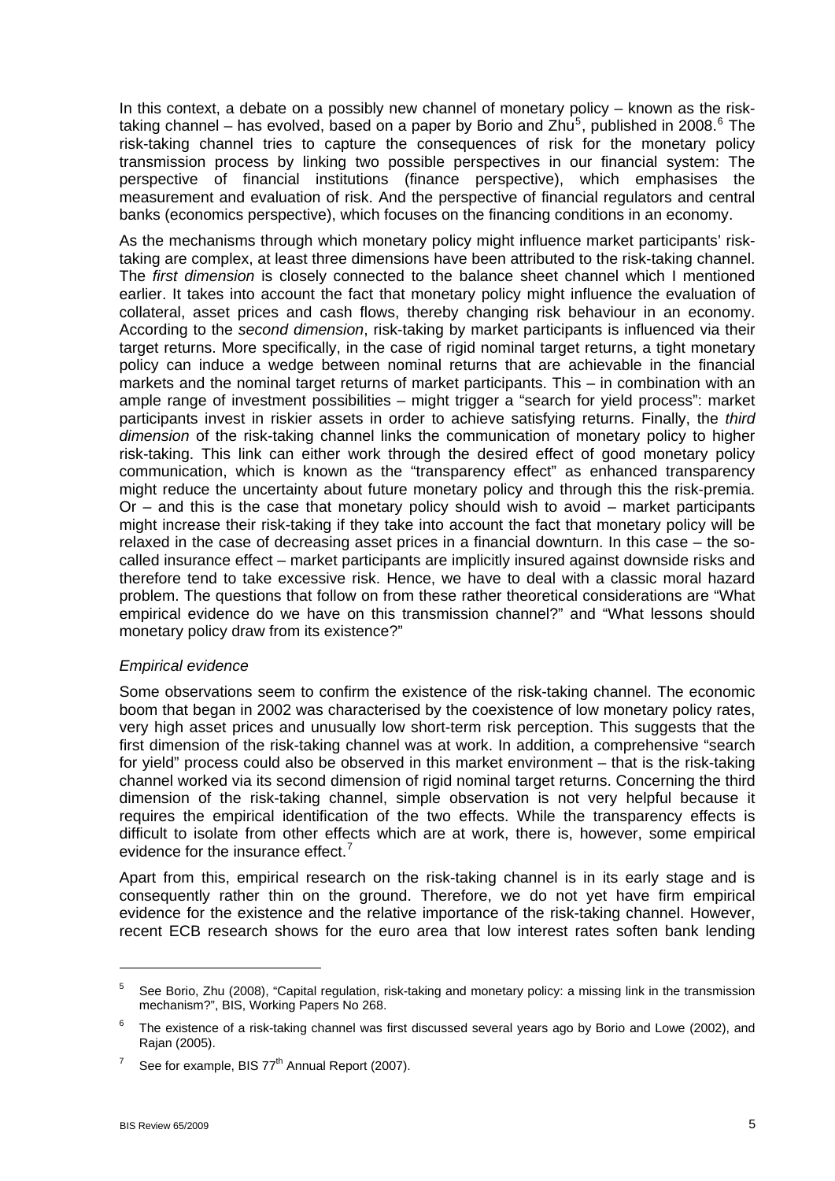In this context, a debate on a possibly new channel of monetary policy – known as the risk-taking channel – has evolved, based on a paper by Borio and Zhu[5], published in 2008.[6] The risk-taking channel tries to capture the consequences of risk for the monetary policy transmission process by linking two possible perspectives in our financial system: The perspective of financial institutions (finance perspective), which emphasises the measurement and evaluation of risk. And the perspective of financial regulators and central banks (economics perspective), which focuses on the financing conditions in an economy.

As the mechanisms through which monetary policy might influence market participants' risk-taking are complex, at least three dimensions have been attributed to the risk-taking channel. The *first dimension* is closely connected to the balance sheet channel which I mentioned earlier. It takes into account the fact that monetary policy might influence the evaluation of collateral, asset prices and cash flows, thereby changing risk behaviour in an economy. According to the *second dimension*, risk-taking by market participants is influenced via their target returns. More specifically, in the case of rigid nominal target returns, a tight monetary policy can induce a wedge between nominal returns that are achievable in the financial markets and the nominal target returns of market participants. This – in combination with an ample range of investment possibilities – might trigger a "search for yield process": market participants invest in riskier assets in order to achieve satisfying returns. Finally, the *third dimension* of the risk-taking channel links the communication of monetary policy to higher risk-taking. This link can either work through the desired effect of good monetary policy communication, which is known as the "transparency effect" as enhanced transparency might reduce the uncertainty about future monetary policy and through this the risk-premia. Or – and this is the case that monetary policy should wish to avoid – market participants might increase their risk-taking if they take into account the fact that monetary policy will be relaxed in the case of decreasing asset prices in a financial downturn. In this case – the so-called insurance effect – market participants are implicitly insured against downside risks and therefore tend to take excessive risk. Hence, we have to deal with a classic moral hazard problem. The questions that follow on from these rather theoretical considerations are "What empirical evidence do we have on this transmission channel?" and "What lessons should monetary policy draw from its existence?"

*Empirical evidence*

Some observations seem to confirm the existence of the risk-taking channel. The economic boom that began in 2002 was characterised by the coexistence of low monetary policy rates, very high asset prices and unusually low short-term risk perception. This suggests that the first dimension of the risk-taking channel was at work. In addition, a comprehensive "search for yield" process could also be observed in this market environment – that is the risk-taking channel worked via its second dimension of rigid nominal target returns. Concerning the third dimension of the risk-taking channel, simple observation is not very helpful because it requires the empirical identification of the two effects. While the transparency effects is difficult to isolate from other effects which are at work, there is, however, some empirical evidence for the insurance effect.[7]

Apart from this, empirical research on the risk-taking channel is in its early stage and is consequently rather thin on the ground. Therefore, we do not yet have firm empirical evidence for the existence and the relative importance of the risk-taking channel. However, recent ECB research shows for the euro area that low interest rates soften bank lending

---

[5] See Borio, Zhu (2008), "Capital regulation, risk-taking and monetary policy: a missing link in the transmission mechanism?", BIS, Working Papers No 268.

[6] The existence of a risk-taking channel was first discussed several years ago by Borio and Lowe (2002), and Rajan (2005).

[7] See for example, BIS 77th Annual Report (2007).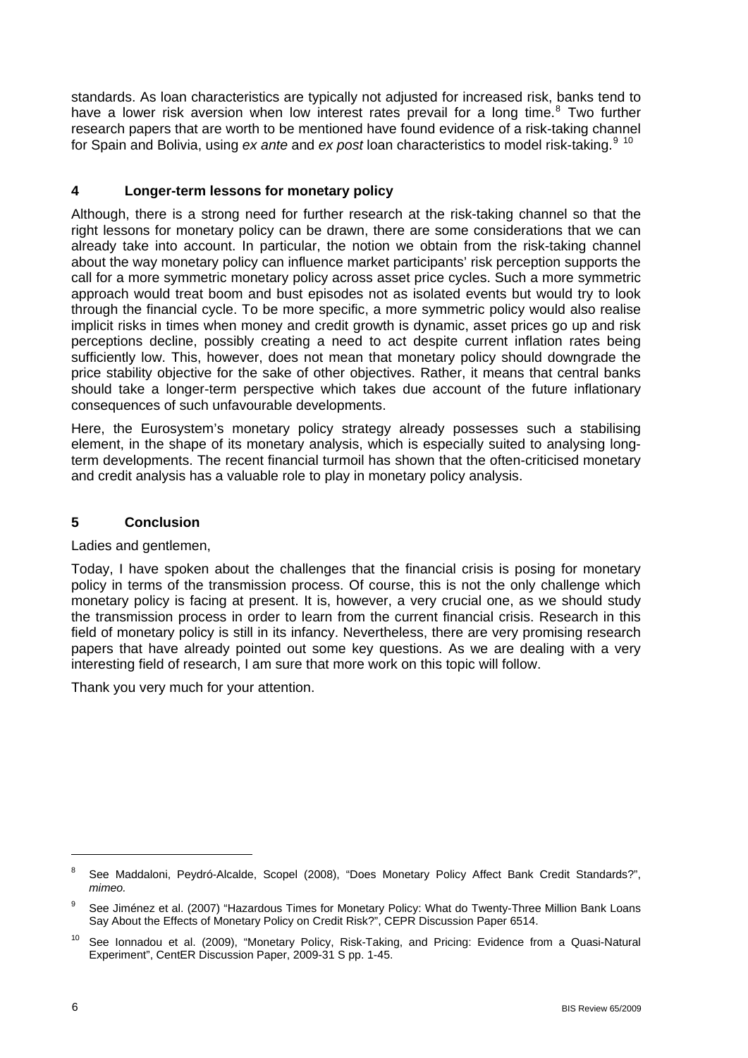standards. As loan characteristics are typically not adjusted for increased risk, banks tend to have a lower risk aversion when low interest rates prevail for a long time.[8] Two further research papers that are worth to be mentioned have found evidence of a risk-taking channel for Spain and Bolivia, using *ex ante* and *ex post* loan characteristics to model risk-taking.[9] [10]

## 4 Longer-term lessons for monetary policy

Although, there is a strong need for further research at the risk-taking channel so that the right lessons for monetary policy can be drawn, there are some considerations that we can already take into account. In particular, the notion we obtain from the risk-taking channel about the way monetary policy can influence market participants' risk perception supports the call for a more symmetric monetary policy across asset price cycles. Such a more symmetric approach would treat boom and bust episodes not as isolated events but would try to look through the financial cycle. To be more specific, a more symmetric policy would also realise implicit risks in times when money and credit growth is dynamic, asset prices go up and risk perceptions decline, possibly creating a need to act despite current inflation rates being sufficiently low. This, however, does not mean that monetary policy should downgrade the price stability objective for the sake of other objectives. Rather, it means that central banks should take a longer-term perspective which takes due account of the future inflationary consequences of such unfavourable developments.

Here, the Eurosystem's monetary policy strategy already possesses such a stabilising element, in the shape of its monetary analysis, which is especially suited to analysing long-term developments. The recent financial turmoil has shown that the often-criticised monetary and credit analysis has a valuable role to play in monetary policy analysis.

## 5 Conclusion

Ladies and gentlemen,

Today, I have spoken about the challenges that the financial crisis is posing for monetary policy in terms of the transmission process. Of course, this is not the only challenge which monetary policy is facing at present. It is, however, a very crucial one, as we should study the transmission process in order to learn from the current financial crisis. Research in this field of monetary policy is still in its infancy. Nevertheless, there are very promising research papers that have already pointed out some key questions. As we are dealing with a very interesting field of research, I am sure that more work on this topic will follow.

Thank you very much for your attention.

---

[8] See Maddaloni, Peydró-Alcalde, Scopel (2008), "Does Monetary Policy Affect Bank Credit Standards?", *mimeo.*

[9] See Jiménez et al. (2007) "Hazardous Times for Monetary Policy: What do Twenty-Three Million Bank Loans Say About the Effects of Monetary Policy on Credit Risk?", CEPR Discussion Paper 6514.

[10] See Ionnadou et al. (2009), "Monetary Policy, Risk-Taking, and Pricing: Evidence from a Quasi-Natural Experiment", CentER Discussion Paper, 2009-31 S pp. 1-45.